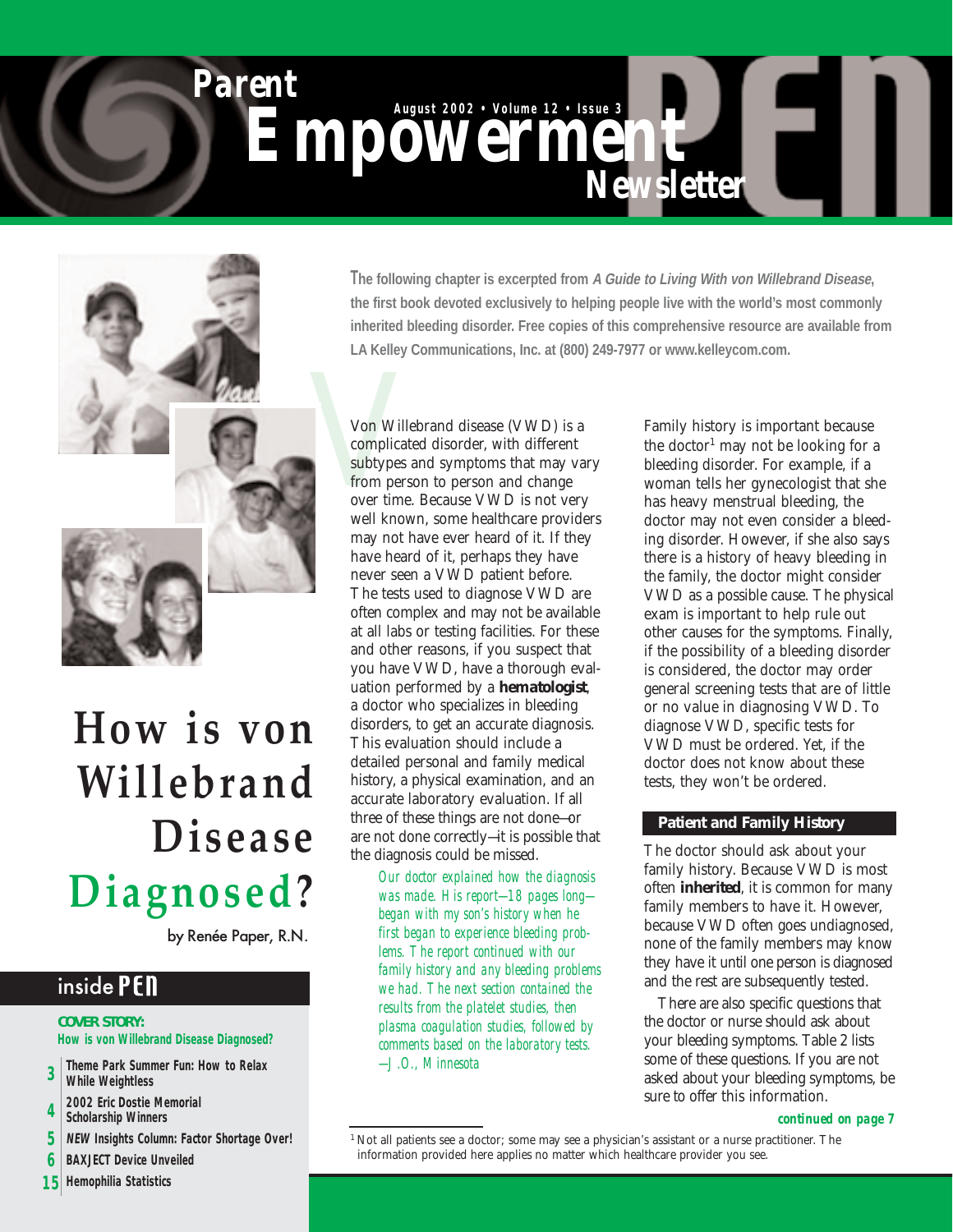# Parent Empowerment Newsletter

August 2002 • Volume 12 • Issue 3

# How is von Willebrand Disease Diagnosed?

by Renée Paper, R.N.

## inside PEN

**COVER STORY:**
How is von Willebrand Disease Diagnosed?

- 3 Theme Park Summer Fun: How to Relax While Weightless
- 4 2002 Eric Dostie Memorial Scholarship Winners
- 5 *NEW* Insights Column: Factor Shortage Over!
- 6 BAXJECT Device Unveiled
- 15 Hemophilia Statistics

**The following chapter is excerpted from *A Guide to Living With von Willebrand Disease*, the first book devoted exclusively to helping people live with the world's most commonly inherited bleeding disorder. Free copies of this comprehensive resource are available from LA Kelley Communications, Inc. at (800) 249-7977 or www.kelleycom.com.**

Von Willebrand disease (VWD) is a complicated disorder, with different subtypes and symptoms that may vary from person to person and change over time. Because VWD is not very well known, some healthcare providers may not have ever heard of it. If they have heard of it, perhaps they have never seen a VWD patient before. The tests used to diagnose VWD are often complex and may not be available at all labs or testing facilities. For these and other reasons, if you suspect that you have VWD, have a thorough evaluation performed by a **hematologist**, a doctor who specializes in bleeding disorders, to get an accurate diagnosis. This evaluation should include a detailed personal and family medical history, a physical examination, and an accurate laboratory evaluation. If all three of these things are not done—or are not done correctly—it is possible that the diagnosis could be missed.

> *Our doctor explained how the diagnosis was made. His report—18 pages long—began with my son's history when he first began to experience bleeding problems. The report continued with our family history and any bleeding problems we had. The next section contained the results from the platelet studies, then plasma coagulation studies, followed by comments based on the laboratory tests.*
> *—J.O., Minnesota*

Family history is important because the doctor[1] may not be looking for a bleeding disorder. For example, if a woman tells her gynecologist that she has heavy menstrual bleeding, the doctor may not even consider a bleeding disorder. However, if she also says there is a history of heavy bleeding in the family, the doctor might consider VWD as a possible cause. The physical exam is important to help rule out other causes for the symptoms. Finally, if the possibility of a bleeding disorder is considered, the doctor may order general screening tests that are of little or no value in diagnosing VWD. To diagnose VWD, specific tests for VWD must be ordered. Yet, if the doctor does not know about these tests, they won't be ordered.

### Patient and Family History

The doctor should ask about your family history. Because VWD is most often **inherited**, it is common for many family members to have it. However, because VWD often goes undiagnosed, none of the family members may know they have it until one person is diagnosed and the rest are subsequently tested.

There are also specific questions that the doctor or nurse should ask about your bleeding symptoms. Table 2 lists some of these questions. If you are not asked about your bleeding symptoms, be sure to offer this information.

*continued on page 7*

[1] Not all patients see a doctor; some may see a physician's assistant or a nurse practitioner. The information provided here applies no matter which healthcare provider you see.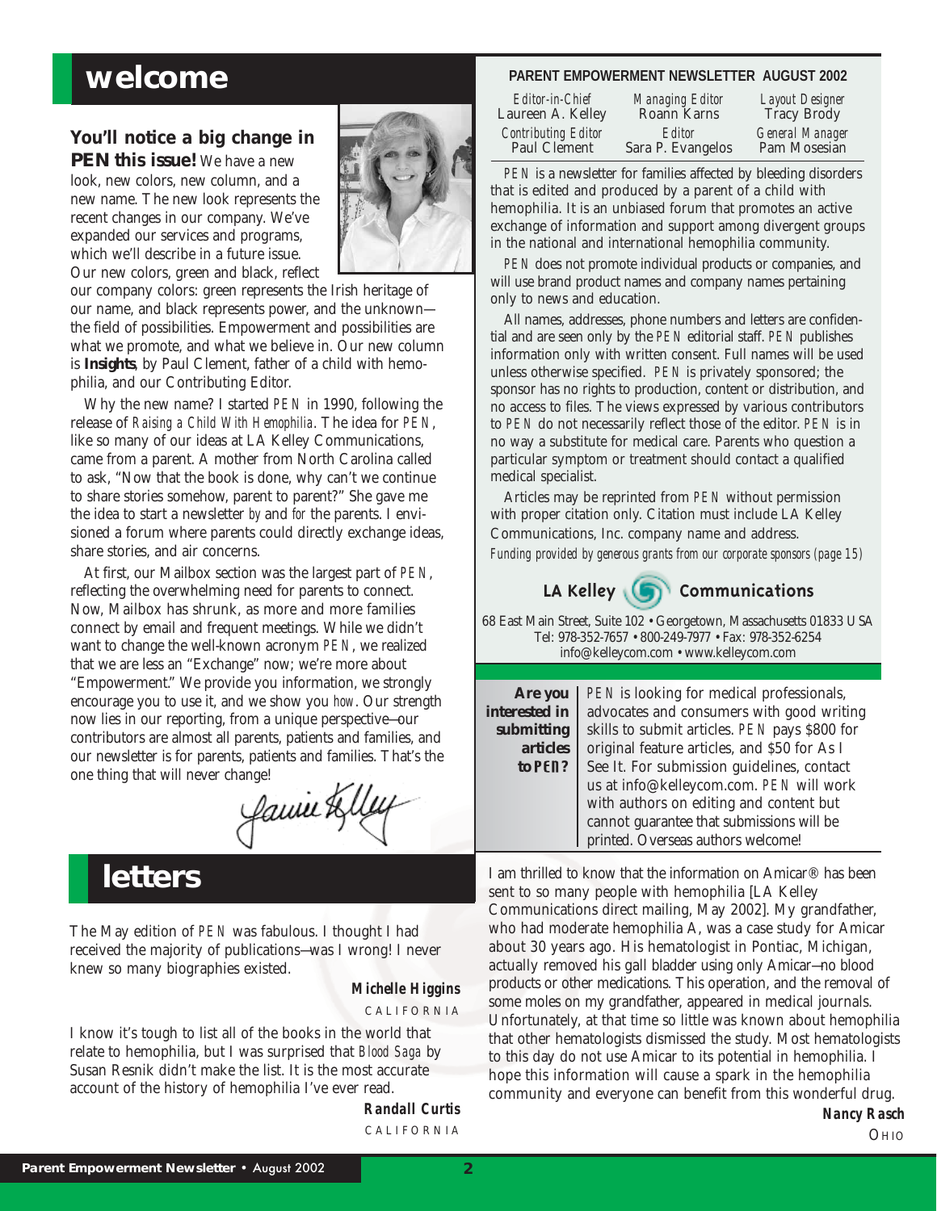# welcome

**You'll notice a big change in PEN this issue!** We have a new look, new colors, new column, and a new name. The new look represents the recent changes in our company. We've expanded our services and programs, which we'll describe in a future issue. Our new colors, green and black, reflect our company colors: green represents the Irish heritage of our name, and black represents power, and the unknown—the field of possibilities. Empowerment and possibilities are what we promote, and what we believe in. Our new column is **Insights**, by Paul Clement, father of a child with hemophilia, and our Contributing Editor.

Why the new name? I started *PEN* in 1990, following the release of *Raising a Child With Hemophilia*. The idea for *PEN*, like so many of our ideas at LA Kelley Communications, came from a parent. A mother from North Carolina called to ask, "Now that the book is done, why can't we continue to share stories somehow, parent to parent?" She gave me the idea to start a newsletter *by* and *for* the parents. I envisioned a forum where parents could directly exchange ideas, share stories, and air concerns.

At first, our Mailbox section was the largest part of *PEN*, reflecting the overwhelming need for parents to connect. Now, Mailbox has shrunk, as more and more families connect by email and frequent meetings. While we didn't want to change the well-known acronym *PEN*, we realized that we are less an "Exchange" now; we're more about "Empowerment." We provide you information, we strongly encourage you to use it, and we show you *how*. Our strength now lies in our reporting, from a unique perspective—our contributors are almost all parents, patients and families, and our newsletter is for parents, patients and families. That's the one thing that will never change!

Laureen Kelley

**PARENT EMPOWERMENT NEWSLETTER AUGUST 2002**

| | | |
|---|---|---|
| *Editor-in-Chief* Laureen A. Kelley | *Managing Editor* Roann Karns | *Layout Designer* Tracy Brody |
| *Contributing Editor* Paul Clement | *Editor* Sara P. Evangelos | *General Manager* Pam Mosesian |

*PEN* is a newsletter for families affected by bleeding disorders that is edited and produced by a parent of a child with hemophilia. It is an unbiased forum that promotes an active exchange of information and support among divergent groups in the national and international hemophilia community.

*PEN* does not promote individual products or companies, and will use brand product names and company names pertaining only to news and education.

All names, addresses, phone numbers and letters are confidential and are seen only by the *PEN* editorial staff. *PEN* publishes information only with written consent. Full names will be used unless otherwise specified. *PEN* is privately sponsored; the sponsor has no rights to production, content or distribution, and no access to files. The views expressed by various contributors to *PEN* do not necessarily reflect those of the editor. *PEN* is in no way a substitute for medical care. Parents who question a particular symptom or treatment should contact a qualified medical specialist.

Articles may be reprinted from *PEN* without permission with proper citation only. Citation must include LA Kelley Communications, Inc. company name and address.

*Funding provided by generous grants from our corporate sponsors (page 15)*

**LA Kelley Communications**

68 East Main Street, Suite 102 • Georgetown, Massachusetts 01833 USA
Tel: 978-352-7657 • 800-249-7977 • Fax: 978-352-6254
info@kelleycom.com • www.kelleycom.com

**Are you interested in submitting articles to PEN?** *PEN* is looking for medical professionals, advocates and consumers with good writing skills to submit articles. *PEN* pays $800 for original feature articles, and $50 for As I See It. For submission guidelines, contact us at info@kelleycom.com. *PEN* will work with authors on editing and content but cannot guarantee that submissions will be printed. Overseas authors welcome!

# letters

The May edition of *PEN* was fabulous. I thought I had received the majority of publications—was I wrong! I never knew so many biographies existed.

**Michelle Higgins**
CALIFORNIA

I know it's tough to list all of the books in the world that relate to hemophilia, but I was surprised that *Blood Saga* by Susan Resnik didn't make the list. It is the most accurate account of the history of hemophilia I've ever read.

**Randall Curtis**
CALIFORNIA

I am thrilled to know that the information on Amicar® has been sent to so many people with hemophilia [LA Kelley Communications direct mailing, May 2002]. My grandfather, who had moderate hemophilia A, was a case study for Amicar about 30 years ago. His hematologist in Pontiac, Michigan, actually removed his gall bladder using only Amicar—no blood products or other medications. This operation, and the removal of some moles on my grandfather, appeared in medical journals. Unfortunately, at that time so little was known about hemophilia that other hematologists dismissed the study. Most hematologists to this day do not use Amicar to its potential in hemophilia. I hope this information will cause a spark in the hemophilia community and everyone can benefit from this wonderful drug.

**Nancy Rasch**
OHIO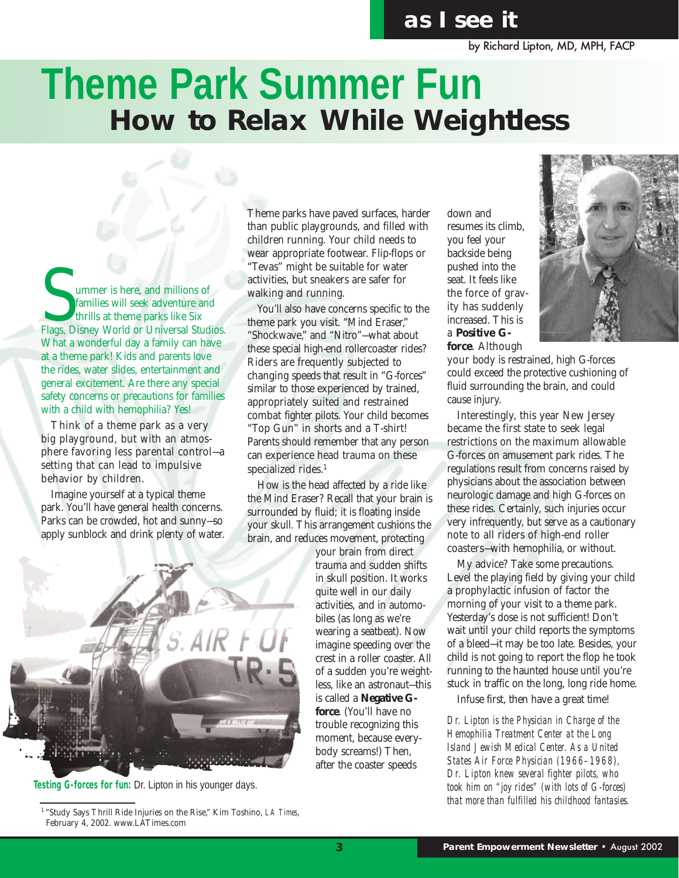as I see it

by Richard Lipton, MD, MPH, FACP

# Theme Park Summer Fun

## How to Relax While Weightless

Summer is here, and millions of families will seek adventure and thrills at theme parks like Six Flags, Disney World or Universal Studios. What a wonderful day a family can have at a theme park! Kids and parents love the rides, water slides, entertainment and general excitement. Are there any special safety concerns or precautions for families with a child with hemophilia? Yes!

Think of a theme park as a very big playground, but with an atmosphere favoring less parental control—a setting that can lead to impulsive behavior by children.

Imagine yourself at a typical theme park. You'll have general health concerns. Parks can be crowded, hot and sunny—so apply sunblock and drink plenty of water.

Theme parks have paved surfaces, harder than public playgrounds, and filled with children running. Your child needs to wear appropriate footwear. Flip-flops or "Tevas" might be suitable for water activities, but sneakers are safer for walking and running.

You'll also have concerns specific to the theme park you visit. "Mind Eraser," "Shockwave," and "Nitro"—what about these special high-end rollercoaster rides? Riders are frequently subjected to changing speeds that result in "G-forces" similar to those experienced by trained, appropriately suited and restrained combat fighter pilots. Your child becomes "Top Gun" in shorts and a T-shirt! Parents should remember that any person can experience head trauma on these specialized rides.[1]

How is the head affected by a ride like the Mind Eraser? Recall that your brain is surrounded by fluid; it is floating inside your skull. This arrangement cushions the brain, and reduces movement, protecting your brain from direct trauma and sudden shifts in skull position. It works quite well in our daily activities, and in automobiles (as long as we're wearing a seatbeat). Now imagine speeding over the crest in a roller coaster. All of a sudden you're weightless, like an astronaut—this is called a **Negative G-force**. (You'll have no trouble recognizing this moment, because everybody screams!) Then, after the coaster speeds down and resumes its climb, you feel your backside being pushed into the seat. It feels like the force of gravity has suddenly increased. This is a **Positive G-force**. Although your body is restrained, high G-forces could exceed the protective cushioning of fluid surrounding the brain, and could cause injury.

Interestingly, this year New Jersey became the first state to seek legal restrictions on the maximum allowable G-forces on amusement park rides. The regulations result from concerns raised by physicians about the association between neurologic damage and high G-forces on these rides. Certainly, such injuries occur very infrequently, but serve as a cautionary note to all riders of high-end roller coasters—with hemophilia, or without.

My advice? Take some precautions. Level the playing field by giving your child a prophylactic infusion of factor the morning of your visit to a theme park. Yesterday's dose is not sufficient! Don't wait until your child reports the symptoms of a bleed—it may be too late. Besides, your child is not going to report the flop he took running to the haunted house until you're stuck in traffic on the long, long ride home.

Infuse first, then have a great time!

*Dr. Lipton is the Physician in Charge of the Hemophilia Treatment Center at the Long Island Jewish Medical Center. As a United States Air Force Physician (1966–1968), Dr. Lipton knew several fighter pilots, who took him on "joy rides" (with lots of G-forces) that more than fulfilled his childhood fantasies.*

**Testing G-forces for fun:** Dr. Lipton in his younger days.

[1] "Study Says Thrill Ride Injuries on the Rise," Kim Toshino, *LA Times*, February 4, 2002. www.LATimes.com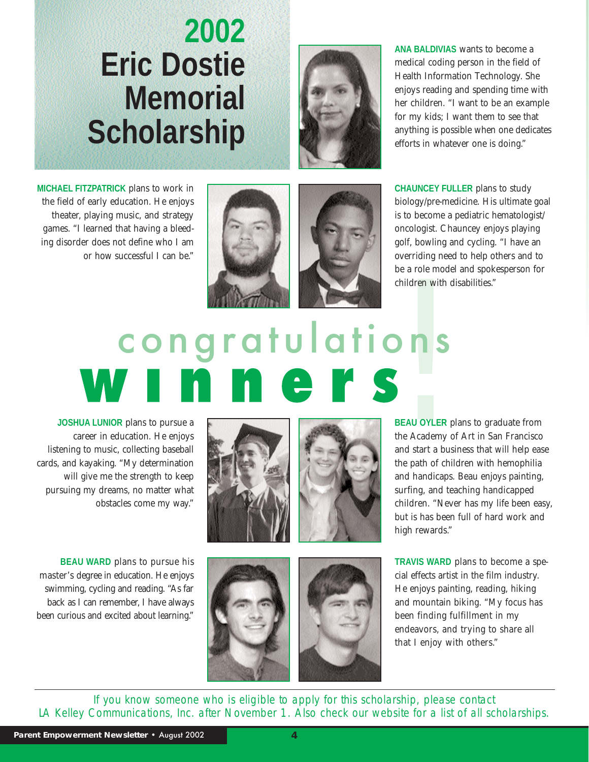# 2002 Eric Dostie Memorial Scholarship

**ANA BALDIVIAS** wants to become a medical coding person in the field of Health Information Technology. She enjoys reading and spending time with her children. "I want to be an example for my kids; I want them to see that anything is possible when one dedicates efforts in whatever one is doing."

**MICHAEL FITZPATRICK** plans to work in the field of early education. He enjoys theater, playing music, and strategy games. "I learned that having a bleeding disorder does not define who I am or how successful I can be."

**CHAUNCEY FULLER** plans to study biology/pre-medicine. His ultimate goal is to become a pediatric hematologist/oncologist. Chauncey enjoys playing golf, bowling and cycling. "I have an overriding need to help others and to be a role model and spokesperson for children with disabilities."

## congratulations winners!

**JOSHUA LUNIOR** plans to pursue a career in education. He enjoys listening to music, collecting baseball cards, and kayaking. "My determination will give me the strength to keep pursuing my dreams, no matter what obstacles come my way."

**BEAU OYLER** plans to graduate from the Academy of Art in San Francisco and start a business that will help ease the path of children with hemophilia and handicaps. Beau enjoys painting, surfing, and teaching handicapped children. "Never has my life been easy, but is has been full of hard work and high rewards."

**BEAU WARD** plans to pursue his master's degree in education. He enjoys swimming, cycling and reading. "As far back as I can remember, I have always been curious and excited about learning."

**TRAVIS WARD** plans to become a special effects artist in the film industry. He enjoys painting, reading, hiking and mountain biking. "My focus has been finding fulfillment in my endeavors, and trying to share all that I enjoy with others."

---

*If you know someone who is eligible to apply for this scholarship, please contact LA Kelley Communications, Inc. after November 1. Also check our website for a list of all scholarships.*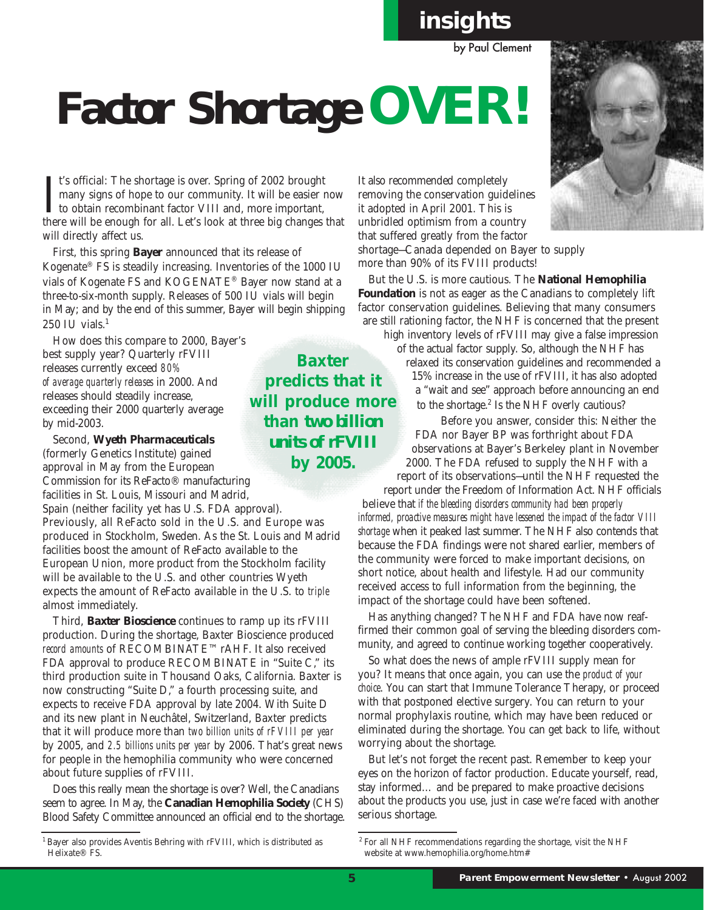insights

by Paul Clement

# Factor Shortage OVER!

It's official: The shortage is over. Spring of 2002 brought many signs of hope to our community. It will be easier now to obtain recombinant factor VIII and, more important, there will be enough for all. Let's look at three big changes that will directly affect us.

First, this spring **Bayer** announced that its release of Kogenate® FS is steadily increasing. Inventories of the 1000 IU vials of Kogenate FS and KOGENATE® Bayer now stand at a three-to-six-month supply. Releases of 500 IU vials will begin in May; and by the end of this summer, Bayer will begin shipping 250 IU vials.[1]

How does this compare to 2000, Bayer's best supply year? Quarterly rFVIII releases currently exceed *80% of average quarterly releases* in 2000. And releases should steadily increase, exceeding their 2000 quarterly average by mid-2003.

Second, **Wyeth Pharmaceuticals** (formerly Genetics Institute) gained approval in May from the European Commission for its ReFacto® manufacturing facilities in St. Louis, Missouri and Madrid, Spain (neither facility yet has U.S. FDA approval). Previously, all ReFacto sold in the U.S. and Europe was produced in Stockholm, Sweden. As the St. Louis and Madrid facilities boost the amount of ReFacto available to the European Union, more product from the Stockholm facility will be available to the U.S. and other countries Wyeth expects the amount of ReFacto available in the U.S. to *triple* almost immediately.

Third, **Baxter Bioscience** continues to ramp up its rFVIII production. During the shortage, Baxter Bioscience produced *record amounts* of RECOMBINATE™ rAHF. It also received FDA approval to produce RECOMBINATE in "Suite C," its third production suite in Thousand Oaks, California. Baxter is now constructing "Suite D," a fourth processing suite, and expects to receive FDA approval by late 2004. With Suite D and its new plant in Neuchâtel, Switzerland, Baxter predicts that it will produce more than *two billion units of rFVIII per year* by 2005, and *2.5 billions units per year* by 2006. That's great news for people in the hemophilia community who were concerned about future supplies of rFVIII.

**Baxter predicts that it will produce more than two billion units of rFVIII by 2005.**

Does this really mean the shortage is over? Well, the Canadians seem to agree. In May, the **Canadian Hemophilia Society** (CHS) Blood Safety Committee announced an official end to the shortage. It also recommended completely removing the conservation guidelines it adopted in April 2001. This is unbridled optimism from a country that suffered greatly from the factor shortage—Canada depended on Bayer to supply more than 90% of its FVIII products!

But the U.S. is more cautious. The **National Hemophilia Foundation** is not as eager as the Canadians to completely lift factor conservation guidelines. Believing that many consumers are still rationing factor, the NHF is concerned that the present high inventory levels of rFVIII may give a false impression of the actual factor supply. So, although the NHF has relaxed its conservation guidelines and recommended a 15% increase in the use of rFVIII, it has also adopted a "wait and see" approach before announcing an end to the shortage.[2] Is the NHF overly cautious?

Before you answer, consider this: Neither the FDA nor Bayer BP was forthright about FDA observations at Bayer's Berkeley plant in November 2000. The FDA refused to supply the NHF with a report of its observations—until the NHF requested the report under the Freedom of Information Act. NHF officials believe that *if the bleeding disorders community had been properly informed, proactive measures might have lessened the impact of the factor VIII shortage* when it peaked last summer. The NHF also contends that because the FDA findings were not shared earlier, members of the community were forced to make important decisions, on short notice, about health and lifestyle. Had our community received access to full information from the beginning, the impact of the shortage could have been softened.

Has anything changed? The NHF and FDA have now reaffirmed their common goal of serving the bleeding disorders community, and agreed to continue working together cooperatively.

So what does the news of ample rFVIII supply mean for you? It means that once again, you can use the *product of your choice*. You can start that Immune Tolerance Therapy, or proceed with that postponed elective surgery. You can return to your normal prophylaxis routine, which may have been reduced or eliminated during the shortage. You can get back to life, without worrying about the shortage.

But let's not forget the recent past. Remember to keep your eyes on the horizon of factor production. Educate yourself, read, stay informed… and be prepared to make proactive decisions about the products you use, just in case we're faced with another serious shortage.

[1] Bayer also provides Aventis Behring with rFVIII, which is distributed as Helixate® FS.

[2] For all NHF recommendations regarding the shortage, visit the NHF website at www.hemophilia.org/home.htm#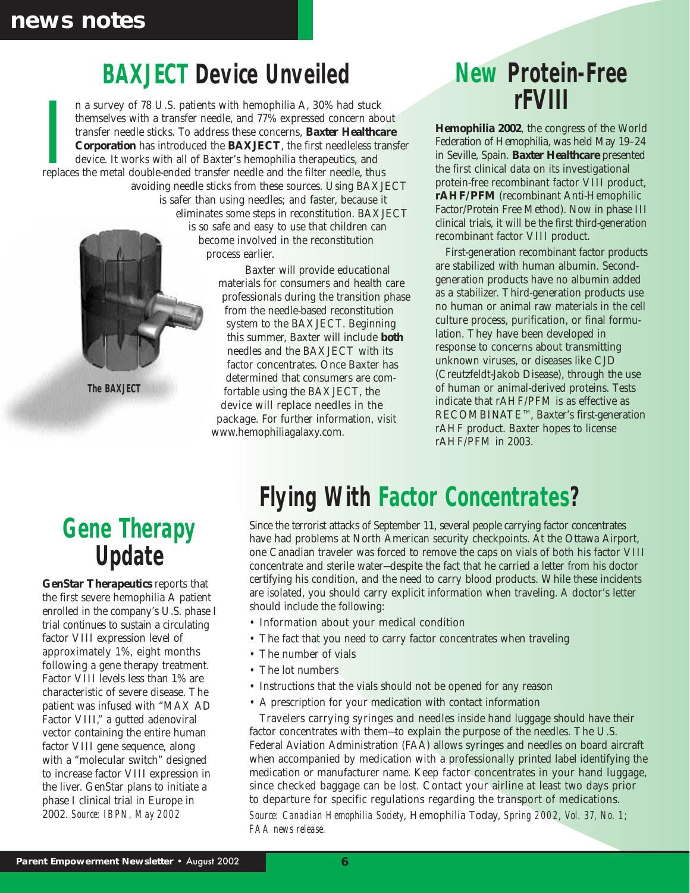## news notes

# BAXJECT Device Unveiled

In a survey of 78 U.S. patients with hemophilia A, 30% had stuck themselves with a transfer needle, and 77% expressed concern about transfer needle sticks. To address these concerns, **Baxter Healthcare Corporation** has introduced the **BAXJECT**, the first needleless transfer device. It works with all of Baxter's hemophilia therapeutics, and replaces the metal double-ended transfer needle and the filter needle, thus avoiding needle sticks from these sources. Using BAXJECT is safer than using needles; and faster, because it eliminates some steps in reconstitution. BAXJECT is so safe and easy to use that children can become involved in the reconstitution process earlier.

Baxter will provide educational materials for consumers and health care professionals during the transition phase from the needle-based reconstitution system to the BAXJECT. Beginning this summer, Baxter will include **both** needles and the BAXJECT with its factor concentrates. Once Baxter has determined that consumers are comfortable using the BAXJECT, the device will replace needles in the package. For further information, visit www.hemophiliagalaxy.com.

**The BAXJECT**

# New Protein-Free rFVIII

**Hemophilia 2002**, the congress of the World Federation of Hemophilia, was held May 19–24 in Seville, Spain. **Baxter Healthcare** presented the first clinical data on its investigational protein-free recombinant factor VIII product, **rAHF/PFM** (recombinant Anti-Hemophilic Factor/Protein Free Method). Now in phase III clinical trials, it will be the first third-generation recombinant factor VIII product.

First-generation recombinant factor products are stabilized with human albumin. Second-generation products have no albumin added as a stabilizer. Third-generation products use no human or animal raw materials in the cell culture process, purification, or final formulation. They have been developed in response to concerns about transmitting unknown viruses, or diseases like CJD (Creutzfeldt-Jakob Disease), through the use of human or animal-derived proteins. Tests indicate that rAHF/PFM is as effective as RECOMBINATE™, Baxter's first-generation rAHF product. Baxter hopes to license rAHF/PFM in 2003.

# Gene Therapy Update

**GenStar Therapeutics** reports that the first severe hemophilia A patient enrolled in the company's U.S. phase I trial continues to sustain a circulating factor VIII expression level of approximately 1%, eight months following a gene therapy treatment. Factor VIII levels less than 1% are characteristic of severe disease. The patient was infused with "MAX AD Factor VIII," a gutted adenoviral vector containing the entire human factor VIII gene sequence, along with a "molecular switch" designed to increase factor VIII expression in the liver. GenStar plans to initiate a phase I clinical trial in Europe in 2002. *Source: IBPN, May 2002*

# Flying With Factor Concentrates?

Since the terrorist attacks of September 11, several people carrying factor concentrates have had problems at North American security checkpoints. At the Ottawa Airport, one Canadian traveler was forced to remove the caps on vials of both his factor VIII concentrate and sterile water—despite the fact that he carried a letter from his doctor certifying his condition, and the need to carry blood products. While these incidents are isolated, you should carry explicit information when traveling. A doctor's letter should include the following:

- Information about your medical condition
- The fact that you need to carry factor concentrates when traveling
- The number of vials
- The lot numbers
- Instructions that the vials should not be opened for any reason
- A prescription for your medication with contact information

Travelers carrying syringes and needles inside hand luggage should have their factor concentrates with them—to explain the purpose of the needles. The U.S. Federal Aviation Administration (FAA) allows syringes and needles on board aircraft when accompanied by medication with a professionally printed label identifying the medication or manufacturer name. Keep factor concentrates in your hand luggage, since checked baggage can be lost. Contact your airline at least two days prior to departure for specific regulations regarding the transport of medications.

*Source: Canadian Hemophilia Society*, Hemophilia Today, *Spring 2002, Vol. 37, No. 1; FAA news release.*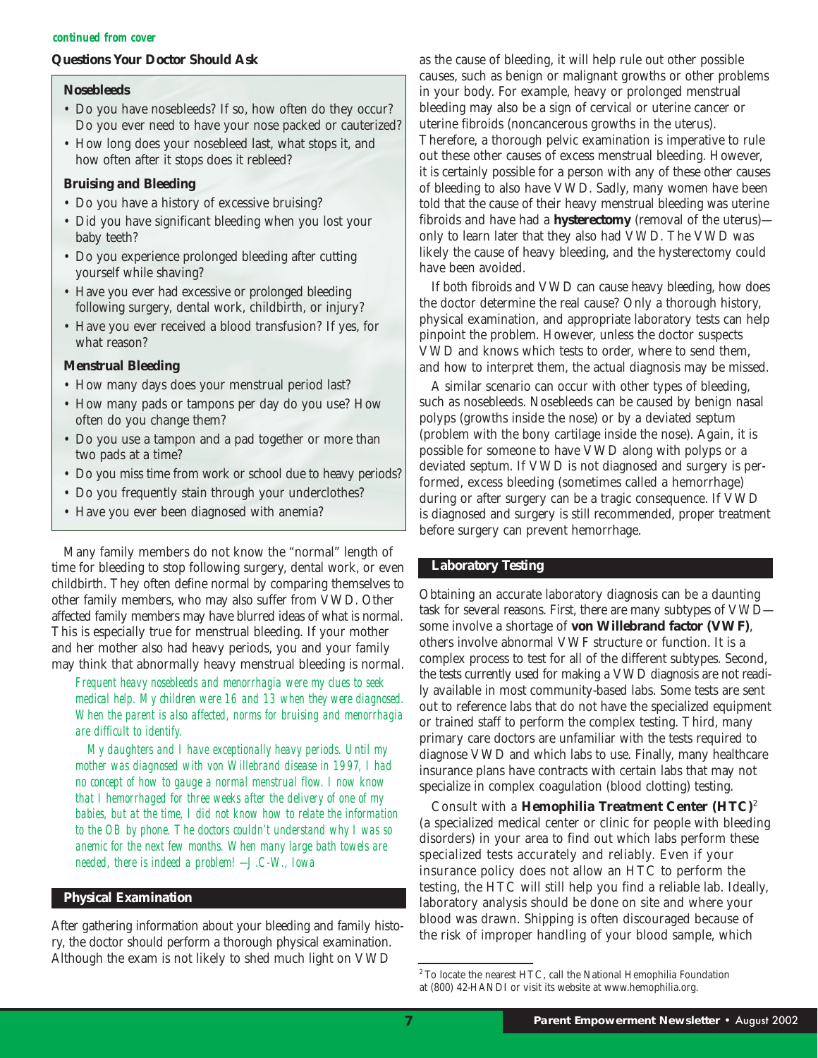*continued from cover*

**Questions Your Doctor Should Ask**

**Nosebleeds**

- Do you have nosebleeds? If so, how often do they occur? Do you ever need to have your nose packed or cauterized?
- How long does your nosebleed last, what stops it, and how often after it stops does it rebleed?

**Bruising and Bleeding**

- Do you have a history of excessive bruising?
- Did you have significant bleeding when you lost your baby teeth?
- Do you experience prolonged bleeding after cutting yourself while shaving?
- Have you ever had excessive or prolonged bleeding following surgery, dental work, childbirth, or injury?
- Have you ever received a blood transfusion? If yes, for what reason?

**Menstrual Bleeding**

- How many days does your menstrual period last?
- How many pads or tampons per day do you use? How often do you change them?
- Do you use a tampon and a pad together or more than two pads at a time?
- Do you miss time from work or school due to heavy periods?
- Do you frequently stain through your underclothes?
- Have you ever been diagnosed with anemia?

Many family members do not know the "normal" length of time for bleeding to stop following surgery, dental work, or even childbirth. They often define normal by comparing themselves to other family members, who may also suffer from VWD. Other affected family members may have blurred ideas of what is normal. This is especially true for menstrual bleeding. If your mother and her mother also had heavy periods, you and your family may think that abnormally heavy menstrual bleeding is normal.

*Frequent heavy nosebleeds and menorrhagia were my clues to seek medical help. My children were 16 and 13 when they were diagnosed. When the parent is also affected, norms for bruising and menorrhagia are difficult to identify.*

*My daughters and I have exceptionally heavy periods. Until my mother was diagnosed with von Willebrand disease in 1997, I had no concept of how to gauge a normal menstrual flow. I now know that I hemorrhaged for three weeks after the delivery of one of my babies, but at the time, I did not know how to relate the information to the OB by phone. The doctors couldn't understand why I was so anemic for the next few months. When many large bath towels are needed, there is indeed a problem! —J.C-W., Iowa*

## Physical Examination

After gathering information about your bleeding and family history, the doctor should perform a thorough physical examination. Although the exam is not likely to shed much light on VWD as the cause of bleeding, it will help rule out other possible causes, such as benign or malignant growths or other problems in your body. For example, heavy or prolonged menstrual bleeding may also be a sign of cervical or uterine cancer or uterine fibroids (noncancerous growths in the uterus). Therefore, a thorough pelvic examination is imperative to rule out these other causes of excess menstrual bleeding. However, it is certainly possible for a person with any of these other causes of bleeding to also have VWD. Sadly, many women have been told that the cause of their heavy menstrual bleeding was uterine fibroids and have had a **hysterectomy** (removal of the uterus)—only to learn later that they also had VWD. The VWD was likely the cause of heavy bleeding, and the hysterectomy could have been avoided.

If both fibroids and VWD can cause heavy bleeding, how does the doctor determine the real cause? Only a thorough history, physical examination, and appropriate laboratory tests can help pinpoint the problem. However, unless the doctor suspects VWD and knows which tests to order, where to send them, and how to interpret them, the actual diagnosis may be missed.

A similar scenario can occur with other types of bleeding, such as nosebleeds. Nosebleeds can be caused by benign nasal polyps (growths inside the nose) or by a deviated septum (problem with the bony cartilage inside the nose). Again, it is possible for someone to have VWD along with polyps or a deviated septum. If VWD is not diagnosed and surgery is performed, excess bleeding (sometimes called a hemorrhage) during or after surgery can be a tragic consequence. If VWD is diagnosed and surgery is still recommended, proper treatment before surgery can prevent hemorrhage.

## Laboratory Testing

Obtaining an accurate laboratory diagnosis can be a daunting task for several reasons. First, there are many subtypes of VWD—some involve a shortage of **von Willebrand factor (VWF)**, others involve abnormal VWF structure or function. It is a complex process to test for all of the different subtypes. Second, the tests currently used for making a VWD diagnosis are not readily available in most community-based labs. Some tests are sent out to reference labs that do not have the specialized equipment or trained staff to perform the complex testing. Third, many primary care doctors are unfamiliar with the tests required to diagnose VWD and which labs to use. Finally, many healthcare insurance plans have contracts with certain labs that may not specialize in complex coagulation (blood clotting) testing.

Consult with a **Hemophilia Treatment Center (HTC)**[2] (a specialized medical center or clinic for people with bleeding disorders) in your area to find out which labs perform these specialized tests accurately and reliably. Even if your insurance policy does not allow an HTC to perform the testing, the HTC will still help you find a reliable lab. Ideally, laboratory analysis should be done on site and where your blood was drawn. Shipping is often discouraged because of the risk of improper handling of your blood sample, which

[2] To locate the nearest HTC, call the National Hemophilia Foundation at (800) 42-HANDI or visit its website at www.hemophilia.org.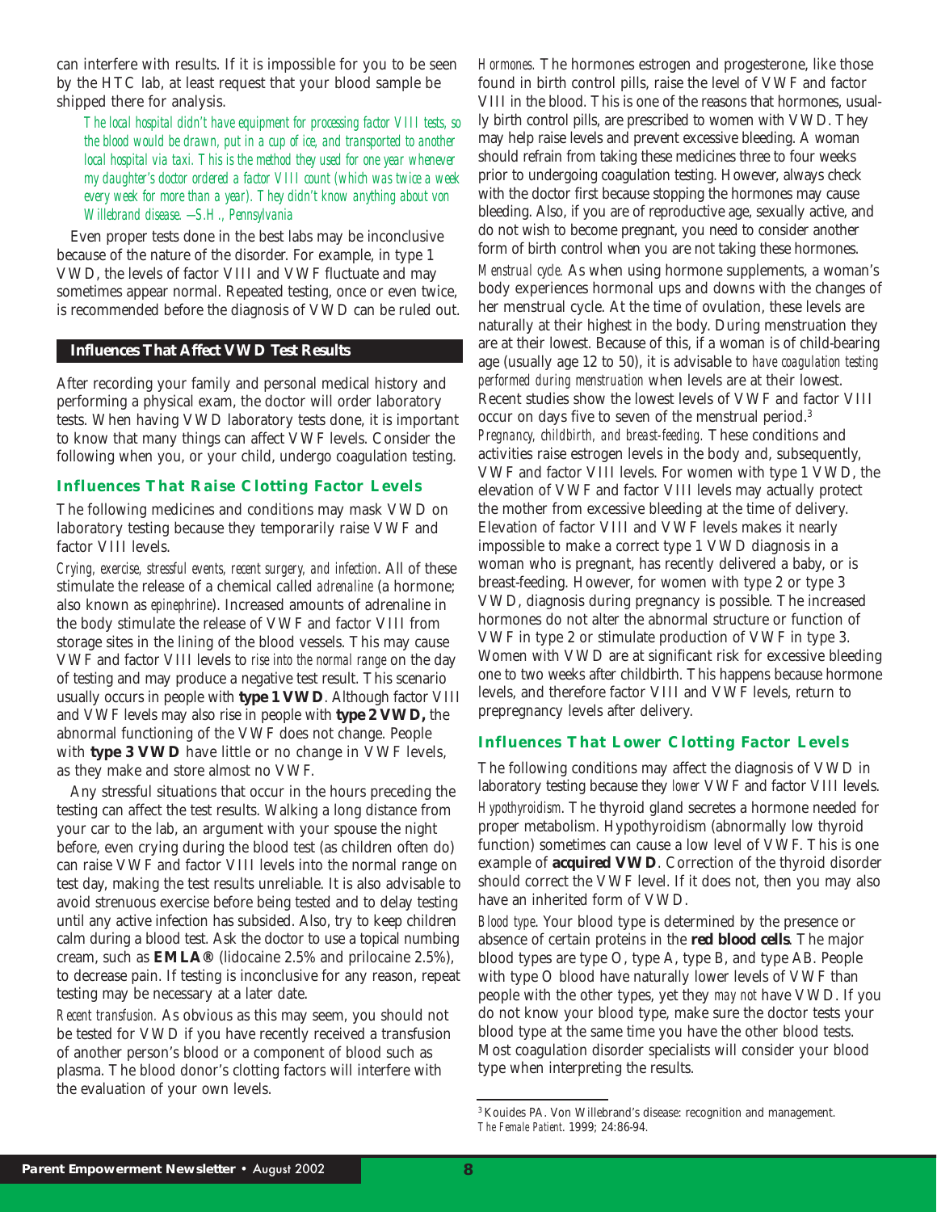can interfere with results. If it is impossible for you to be seen by the HTC lab, at least request that your blood sample be shipped there for analysis.

*The local hospital didn't have equipment for processing factor VIII tests, so the blood would be drawn, put in a cup of ice, and transported to another local hospital via taxi. This is the method they used for one year whenever my daughter's doctor ordered a factor VIII count (which was twice a week every week for more than a year). They didn't know anything about von Willebrand disease. —S.H., Pennsylvania*

Even proper tests done in the best labs may be inconclusive because of the nature of the disorder. For example, in type 1 VWD, the levels of factor VIII and VWF fluctuate and may sometimes appear normal. Repeated testing, once or even twice, is recommended before the diagnosis of VWD can be ruled out.

## Influences That Affect VWD Test Results

After recording your family and personal medical history and performing a physical exam, the doctor will order laboratory tests. When having VWD laboratory tests done, it is important to know that many things can affect VWF levels. Consider the following when you, or your child, undergo coagulation testing.

### Influences That Raise Clotting Factor Levels

The following medicines and conditions may mask VWD on laboratory testing because they temporarily raise VWF and factor VIII levels.

*Crying, exercise, stressful events, recent surgery, and infection*. All of these stimulate the release of a chemical called *adrenaline* (a hormone; also known as *epinephrine*). Increased amounts of adrenaline in the body stimulate the release of VWF and factor VIII from storage sites in the lining of the blood vessels. This may cause VWF and factor VIII levels to *rise into the normal range* on the day of testing and may produce a negative test result. This scenario usually occurs in people with **type 1 VWD**. Although factor VIII and VWF levels may also rise in people with **type 2 VWD,** the abnormal functioning of the VWF does not change. People with **type 3 VWD** have little or no change in VWF levels, as they make and store almost no VWF.

Any stressful situations that occur in the hours preceding the testing can affect the test results. Walking a long distance from your car to the lab, an argument with your spouse the night before, even crying during the blood test (as children often do) can raise VWF and factor VIII levels into the normal range on test day, making the test results unreliable. It is also advisable to avoid strenuous exercise before being tested and to delay testing until any active infection has subsided. Also, try to keep children calm during a blood test. Ask the doctor to use a topical numbing cream, such as **EMLA®** (lidocaine 2.5% and prilocaine 2.5%), to decrease pain. If testing is inconclusive for any reason, repeat testing may be necessary at a later date.

*Recent transfusion.* As obvious as this may seem, you should not be tested for VWD if you have recently received a transfusion of another person's blood or a component of blood such as plasma. The blood donor's clotting factors will interfere with the evaluation of your own levels.

*Hormones.* The hormones estrogen and progesterone, like those found in birth control pills, raise the level of VWF and factor VIII in the blood. This is one of the reasons that hormones, usually birth control pills, are prescribed to women with VWD. They may help raise levels and prevent excessive bleeding. A woman should refrain from taking these medicines three to four weeks prior to undergoing coagulation testing. However, always check with the doctor first because stopping the hormones may cause bleeding. Also, if you are of reproductive age, sexually active, and do not wish to become pregnant, you need to consider another form of birth control when you are not taking these hormones.

*Menstrual cycle.* As when using hormone supplements, a woman's body experiences hormonal ups and downs with the changes of her menstrual cycle. At the time of ovulation, these levels are naturally at their highest in the body. During menstruation they are at their lowest. Because of this, if a woman is of child-bearing age (usually age 12 to 50), it is advisable to *have coagulation testing performed during menstruation* when levels are at their lowest. Recent studies show the lowest levels of VWF and factor VIII occur on days five to seven of the menstrual period.[3]

*Pregnancy, childbirth, and breast-feeding.* These conditions and activities raise estrogen levels in the body and, subsequently, VWF and factor VIII levels. For women with type 1 VWD, the elevation of VWF and factor VIII levels may actually protect the mother from excessive bleeding at the time of delivery. Elevation of factor VIII and VWF levels makes it nearly impossible to make a correct type 1 VWD diagnosis in a woman who is pregnant, has recently delivered a baby, or is breast-feeding. However, for women with type 2 or type 3 VWD, diagnosis during pregnancy is possible. The increased hormones do not alter the abnormal structure or function of VWF in type 2 or stimulate production of VWF in type 3. Women with VWD are at significant risk for excessive bleeding one to two weeks after childbirth. This happens because hormone levels, and therefore factor VIII and VWF levels, return to prepregnancy levels after delivery.

### Influences That Lower Clotting Factor Levels

The following conditions may affect the diagnosis of VWD in laboratory testing because they *lower* VWF and factor VIII levels.

*Hypothyroidism*. The thyroid gland secretes a hormone needed for proper metabolism. Hypothyroidism (abnormally low thyroid function) sometimes can cause a low level of VWF. This is one example of **acquired VWD**. Correction of the thyroid disorder should correct the VWF level. If it does not, then you may also have an inherited form of VWD.

*Blood type*. Your blood type is determined by the presence or absence of certain proteins in the **red blood cells**. The major blood types are type O, type A, type B, and type AB. People with type O blood have naturally lower levels of VWF than people with the other types, yet they *may not* have VWD. If you do not know your blood type, make sure the doctor tests your blood type at the same time you have the other blood tests. Most coagulation disorder specialists will consider your blood type when interpreting the results.

[3] Kouides PA. Von Willebrand's disease: recognition and management. *The Female Patient*. 1999; 24:86-94.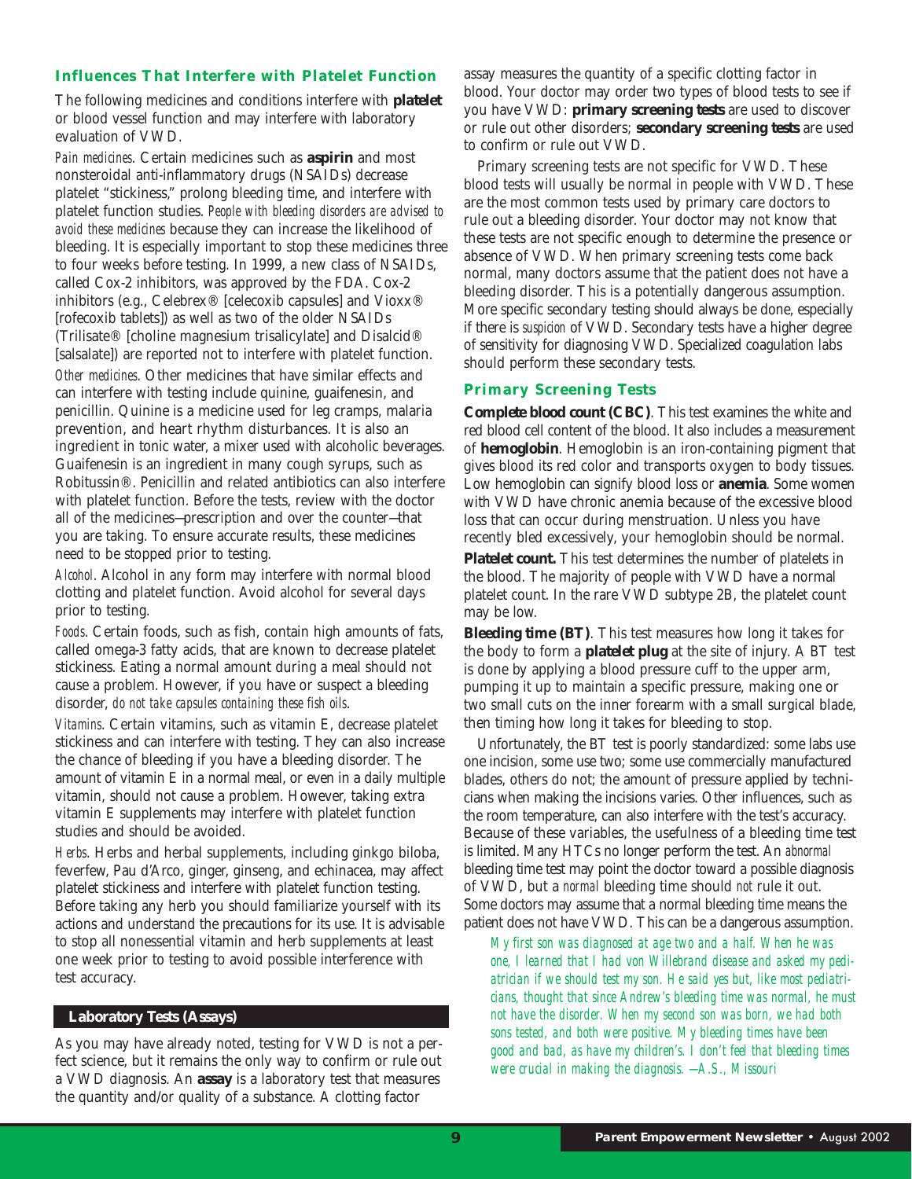### Influences That Interfere with Platelet Function

The following medicines and conditions interfere with **platelet** or blood vessel function and may interfere with laboratory evaluation of VWD.

*Pain medicines*. Certain medicines such as **aspirin** and most nonsteroidal anti-inflammatory drugs (NSAIDs) decrease platelet "stickiness," prolong bleeding time, and interfere with platelet function studies. *People with bleeding disorders are advised to avoid these medicines* because they can increase the likelihood of bleeding. It is especially important to stop these medicines three to four weeks before testing. In 1999, a new class of NSAIDs, called Cox-2 inhibitors, was approved by the FDA. Cox-2 inhibitors (e.g., Celebrex® [celecoxib capsules] and Vioxx® [rofecoxib tablets]) as well as two of the older NSAIDs (Trilisate® [choline magnesium trisalicylate] and Disalcid® [salsalate]) are reported not to interfere with platelet function.

*Other medicines*. Other medicines that have similar effects and can interfere with testing include quinine, guaifenesin, and penicillin. Quinine is a medicine used for leg cramps, malaria prevention, and heart rhythm disturbances. It is also an ingredient in tonic water, a mixer used with alcoholic beverages. Guaifenesin is an ingredient in many cough syrups, such as Robitussin®. Penicillin and related antibiotics can also interfere with platelet function. Before the tests, review with the doctor all of the medicines—prescription and over the counter—that you are taking. To ensure accurate results, these medicines need to be stopped prior to testing.

*Alcohol*. Alcohol in any form may interfere with normal blood clotting and platelet function. Avoid alcohol for several days prior to testing.

*Foods*. Certain foods, such as fish, contain high amounts of fats, called omega-3 fatty acids, that are known to decrease platelet stickiness. Eating a normal amount during a meal should not cause a problem. However, if you have or suspect a bleeding disorder, *do not take capsules containing these fish oils*.

*Vitamins*. Certain vitamins, such as vitamin E, decrease platelet stickiness and can interfere with testing. They can also increase the chance of bleeding if you have a bleeding disorder. The amount of vitamin E in a normal meal, or even in a daily multiple vitamin, should not cause a problem. However, taking extra vitamin E supplements may interfere with platelet function studies and should be avoided.

*Herbs*. Herbs and herbal supplements, including ginkgo biloba, feverfew, Pau d'Arco, ginger, ginseng, and echinacea, may affect platelet stickiness and interfere with platelet function testing. Before taking any herb you should familiarize yourself with its actions and understand the precautions for its use. It is advisable to stop all nonessential vitamin and herb supplements at least one week prior to testing to avoid possible interference with test accuracy.

## Laboratory Tests (Assays)

As you may have already noted, testing for VWD is not a perfect science, but it remains the only way to confirm or rule out a VWD diagnosis. An **assay** is a laboratory test that measures the quantity and/or quality of a substance. A clotting factor assay measures the quantity of a specific clotting factor in blood. Your doctor may order two types of blood tests to see if you have VWD: **primary screening tests** are used to discover or rule out other disorders; **secondary screening tests** are used to confirm or rule out VWD.

Primary screening tests are not specific for VWD. These blood tests will usually be normal in people with VWD. These are the most common tests used by primary care doctors to rule out a bleeding disorder. Your doctor may not know that these tests are not specific enough to determine the presence or absence of VWD. When primary screening tests come back normal, many doctors assume that the patient does not have a bleeding disorder. This is a potentially dangerous assumption. More specific secondary testing should always be done, especially if there is *suspicion* of VWD. Secondary tests have a higher degree of sensitivity for diagnosing VWD. Specialized coagulation labs should perform these secondary tests.

### Primary Screening Tests

**Complete blood count (CBC)**. This test examines the white and red blood cell content of the blood. It also includes a measurement of **hemoglobin**. Hemoglobin is an iron-containing pigment that gives blood its red color and transports oxygen to body tissues. Low hemoglobin can signify blood loss or **anemia**. Some women with VWD have chronic anemia because of the excessive blood loss that can occur during menstruation. Unless you have recently bled excessively, your hemoglobin should be normal.

**Platelet count.** This test determines the number of platelets in the blood. The majority of people with VWD have a normal platelet count. In the rare VWD subtype 2B, the platelet count may be low.

**Bleeding time (BT)**. This test measures how long it takes for the body to form a **platelet plug** at the site of injury. A BT test is done by applying a blood pressure cuff to the upper arm, pumping it up to maintain a specific pressure, making one or two small cuts on the inner forearm with a small surgical blade, then timing how long it takes for bleeding to stop.

Unfortunately, the BT test is poorly standardized: some labs use one incision, some use two; some use commercially manufactured blades, others do not; the amount of pressure applied by technicians when making the incisions varies. Other influences, such as the room temperature, can also interfere with the test's accuracy. Because of these variables, the usefulness of a bleeding time test is limited. Many HTCs no longer perform the test. An *abnormal* bleeding time test may point the doctor toward a possible diagnosis of VWD, but a *normal* bleeding time should *not* rule it out. Some doctors may assume that a normal bleeding time means the patient does not have VWD. This can be a dangerous assumption.

> *My first son was diagnosed at age two and a half. When he was one, I learned that I had von Willebrand disease and asked my pediatrician if we should test my son. He said yes but, like most pediatricians, thought that since Andrew's bleeding time was normal, he must not have the disorder. When my second son was born, we had both sons tested, and both were positive. My bleeding times have been good and bad, as have my children's. I don't feel that bleeding times were crucial in making the diagnosis. —A.S., Missouri*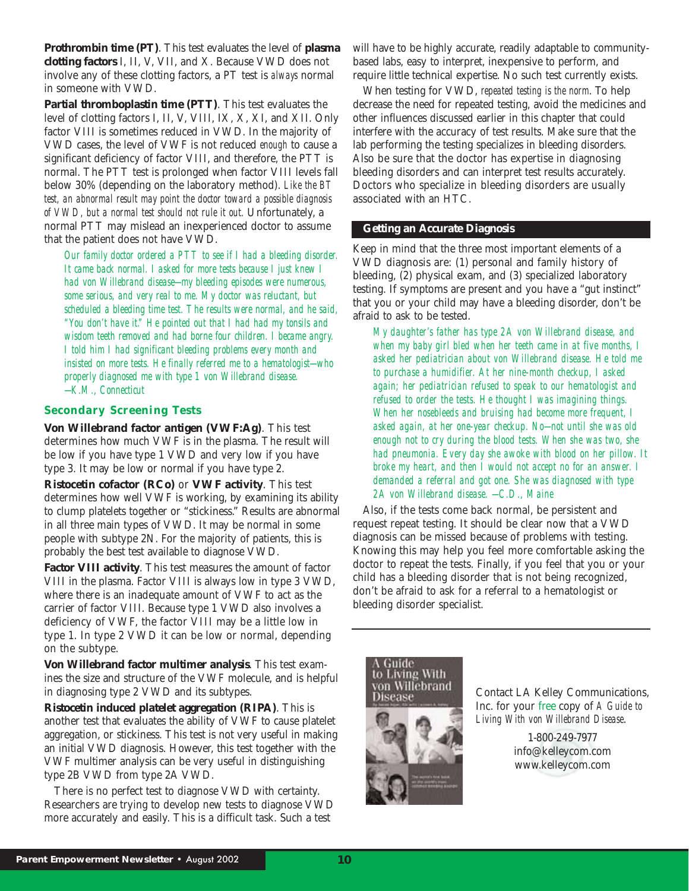**Prothrombin time (PT)**. This test evaluates the level of **plasma clotting factors** I, II, V, VII, and X. Because VWD does not involve any of these clotting factors, a PT test is *always* normal in someone with VWD.

**Partial thromboplastin time (PTT)**. This test evaluates the level of clotting factors I, II, V, VIII, IX, X, XI, and XII. Only factor VIII is sometimes reduced in VWD. In the majority of VWD cases, the level of VWF is not reduced *enough* to cause a significant deficiency of factor VIII, and therefore, the PTT is normal. The PTT test is prolonged when factor VIII levels fall below 30% (depending on the laboratory method). *Like the BT test, an abnormal result may point the doctor toward a possible diagnosis of VWD, but a normal test should not rule it out.* Unfortunately, a normal PTT may mislead an inexperienced doctor to assume that the patient does not have VWD.

> *Our family doctor ordered a PTT to see if I had a bleeding disorder. It came back normal. I asked for more tests because I just knew I had von Willebrand disease—my bleeding episodes were numerous, some serious, and very real to me. My doctor was reluctant, but scheduled a bleeding time test. The results were normal, and he said, "You don't have it." He pointed out that I had had my tonsils and wisdom teeth removed and had borne four children. I became angry. I told him I had significant bleeding problems every month and insisted on more tests. He finally referred me to a hematologist—who properly diagnosed me with type 1 von Willebrand disease. —K.M., Connecticut*

### Secondary Screening Tests

**Von Willebrand factor antigen (VWF:Ag)**. This test determines how much VWF is in the plasma. The result will be low if you have type 1 VWD and very low if you have type 3. It may be low or normal if you have type 2.

**Ristocetin cofactor (RCo)** or **VWF activity**. This test determines how well VWF is working, by examining its ability to clump platelets together or "stickiness." Results are abnormal in all three main types of VWD. It may be normal in some people with subtype 2N. For the majority of patients, this is probably the best test available to diagnose VWD.

**Factor VIII activity**. This test measures the amount of factor VIII in the plasma. Factor VIII is always low in type 3 VWD, where there is an inadequate amount of VWF to act as the carrier of factor VIII. Because type 1 VWD also involves a deficiency of VWF, the factor VIII may be a little low in type 1. In type 2 VWD it can be low or normal, depending on the subtype.

**Von Willebrand factor multimer analysis**. This test examines the size and structure of the VWF molecule, and is helpful in diagnosing type 2 VWD and its subtypes.

**Ristocetin induced platelet aggregation (RIPA)**. This is another test that evaluates the ability of VWF to cause platelet aggregation, or stickiness. This test is not very useful in making an initial VWD diagnosis. However, this test together with the VWF multimer analysis can be very useful in distinguishing type 2B VWD from type 2A VWD.

There is no perfect test to diagnose VWD with certainty. Researchers are trying to develop new tests to diagnose VWD more accurately and easily. This is a difficult task. Such a test will have to be highly accurate, readily adaptable to community-based labs, easy to interpret, inexpensive to perform, and require little technical expertise. No such test currently exists.

When testing for VWD, *repeated testing is the norm*. To help decrease the need for repeated testing, avoid the medicines and other influences discussed earlier in this chapter that could interfere with the accuracy of test results. Make sure that the lab performing the testing specializes in bleeding disorders. Also be sure that the doctor has expertise in diagnosing bleeding disorders and can interpret test results accurately. Doctors who specialize in bleeding disorders are usually associated with an HTC.

## Getting an Accurate Diagnosis

Keep in mind that the three most important elements of a VWD diagnosis are: (1) personal and family history of bleeding, (2) physical exam, and (3) specialized laboratory testing. If symptoms are present and you have a "gut instinct" that you or your child may have a bleeding disorder, don't be afraid to ask to be tested.

> *My daughter's father has type 2A von Willebrand disease, and when my baby girl bled when her teeth came in at five months, I asked her pediatrician about von Willebrand disease. He told me to purchase a humidifier. At her nine-month checkup, I asked again; her pediatrician refused to speak to our hematologist and refused to order the tests. He thought I was imagining things. When her nosebleeds and bruising had become more frequent, I asked again, at her one-year checkup. No—not until she was old enough not to cry during the blood tests. When she was two, she had pneumonia. Every day she awoke with blood on her pillow. It broke my heart, and then I would not accept no for an answer. I demanded a referral and got one. She was diagnosed with type 2A von Willebrand disease. —C.D., Maine*

Also, if the tests come back normal, be persistent and request repeat testing. It should be clear now that a VWD diagnosis can be missed because of problems with testing. Knowing this may help you feel more comfortable asking the doctor to repeat the tests. Finally, if you feel that you or your child has a bleeding disorder that is not being recognized, don't be afraid to ask for a referral to a hematologist or bleeding disorder specialist.

---

A Guide to Living With von Willebrand Disease

Contact LA Kelley Communications, Inc. for your free copy of *A Guide to Living With von Willebrand Disease*.

1-800-249-7977
info@kelleycom.com
www.kelleycom.com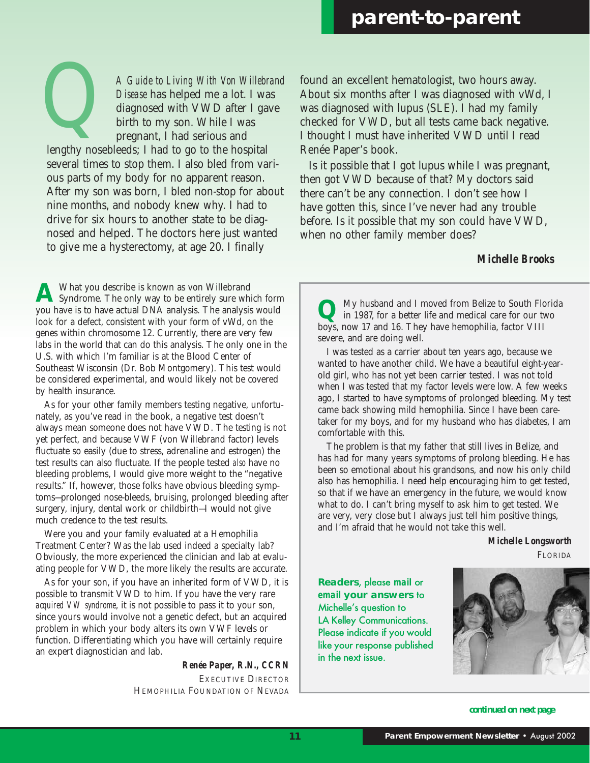# parent-to-parent

**Q** *A Guide to Living With Von Willebrand Disease* has helped me a lot. I was diagnosed with VWD after I gave birth to my son. While I was pregnant, I had serious and lengthy nosebleeds; I had to go to the hospital several times to stop them. I also bled from various parts of my body for no apparent reason. After my son was born, I bled non-stop for about nine months, and nobody knew why. I had to drive for six hours to another state to be diagnosed and helped. The doctors here just wanted to give me a hysterectomy, at age 20. I finally found an excellent hematologist, two hours away. About six months after I was diagnosed with vWd, I was diagnosed with lupus (SLE). I had my family checked for VWD, but all tests came back negative. I thought I must have inherited VWD until I read Renée Paper's book.

Is it possible that I got lupus while I was pregnant, then got VWD because of that? My doctors said there can't be any connection. I don't see how I have gotten this, since I've never had any trouble before. Is it possible that my son could have VWD, when no other family member does?

**Michelle Brooks**

**A** What you describe is known as von Willebrand Syndrome. The only way to be entirely sure which form you have is to have actual DNA analysis. The analysis would look for a defect, consistent with your form of vWd, on the genes within chromosome 12. Currently, there are very few labs in the world that can do this analysis. The only one in the U.S. with which I'm familiar is at the Blood Center of Southeast Wisconsin (Dr. Bob Montgomery). This test would be considered experimental, and would likely not be covered by health insurance.

As for your other family members testing negative, unfortunately, as you've read in the book, a negative test doesn't always mean someone does not have VWD. The testing is not yet perfect, and because VWF (von Willebrand factor) levels fluctuate so easily (due to stress, adrenaline and estrogen) the test results can also fluctuate. If the people tested *also* have no bleeding problems, I would give more weight to the "negative results." If, however, those folks have obvious bleeding symptoms—prolonged nose-bleeds, bruising, prolonged bleeding after surgery, injury, dental work or childbirth—I would not give much credence to the test results.

Were you and your family evaluated at a Hemophilia Treatment Center? Was the lab used indeed a specialty lab? Obviously, the more experienced the clinician and lab at evaluating people for VWD, the more likely the results are accurate.

As for your son, if you have an inherited form of VWD, it is possible to transmit VWD to him. If you have the very rare *acquired VW syndrome*, it is not possible to pass it to your son, since yours would involve not a genetic defect, but an acquired problem in which your body alters its own VWF levels or function. Differentiating which you have will certainly require an expert diagnostician and lab.

**Renée Paper, R.N., CCRN**
Executive Director
Hemophilia Foundation of Nevada

**Q** My husband and I moved from Belize to South Florida in 1987, for a better life and medical care for our two boys, now 17 and 16. They have hemophilia, factor VIII severe, and are doing well.

I was tested as a carrier about ten years ago, because we wanted to have another child. We have a beautiful eight-year-old girl, who has not yet been carrier tested. I was not told when I was tested that my factor levels were low. A few weeks ago, I started to have symptoms of prolonged bleeding. My test came back showing mild hemophilia. Since I have been caretaker for my boys, and for my husband who has diabetes, I am comfortable with this.

The problem is that my father that still lives in Belize, and has had for many years symptoms of prolong bleeding. He has been so emotional about his grandsons, and now his only child also has hemophilia. I need help encouraging him to get tested, so that if we have an emergency in the future, we would know what to do. I can't bring myself to ask him to get tested. We are very, very close but I always just tell him positive things, and I'm afraid that he would not take this well.

**Michelle Longsworth**
Florida

**Readers**, please mail or **email your answers** to Michelle's question to LA Kelley Communications. Please indicate if you would like your response published in the next issue.

*continued on next page*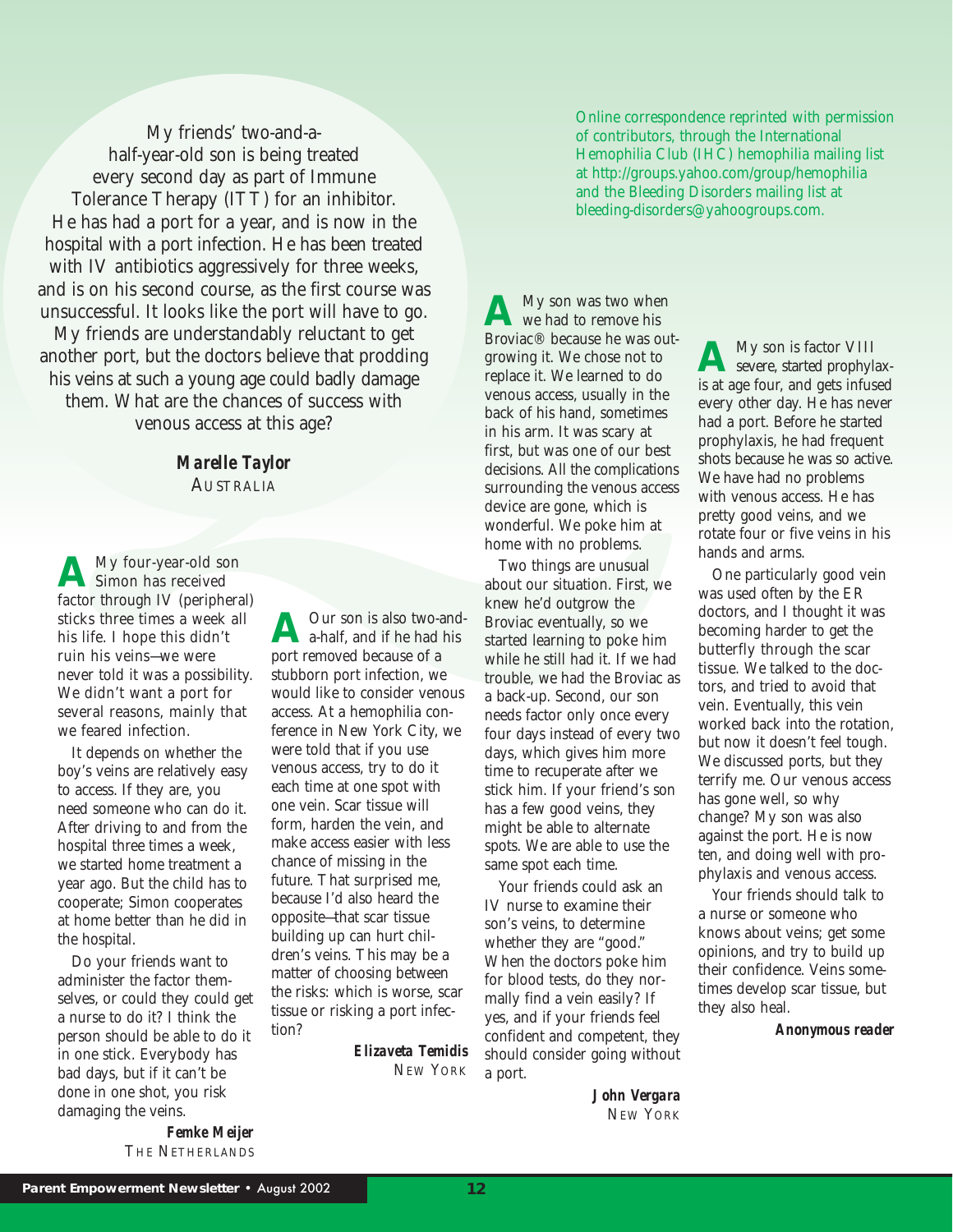Online correspondence reprinted with permission of contributors, through the International Hemophilia Club (IHC) hemophilia mailing list at http://groups.yahoo.com/group/hemophilia and the Bleeding Disorders mailing list at bleeding-disorders@yahoogroups.com.

My friends' two-and-a-half-year-old son is being treated every second day as part of Immune Tolerance Therapy (ITT) for an inhibitor. He has had a port for a year, and is now in the hospital with a port infection. He has been treated with IV antibiotics aggressively for three weeks, and is on his second course, as the first course was unsuccessful. It looks like the port will have to go. My friends are understandably reluctant to get another port, but the doctors believe that prodding his veins at such a young age could badly damage them. What are the chances of success with venous access at this age?

***Marelle Taylor***
AUSTRALIA

**A** My four-year-old son Simon has received factor through IV (peripheral) sticks three times a week all his life. I hope this didn't ruin his veins—we were never told it was a possibility. We didn't want a port for several reasons, mainly that we feared infection.

It depends on whether the boy's veins are relatively easy to access. If they are, you need someone who can do it. After driving to and from the hospital three times a week, we started home treatment a year ago. But the child has to cooperate; Simon cooperates at home better than he did in the hospital.

Do your friends want to administer the factor themselves, or could they could get a nurse to do it? I think the person should be able to do it in one stick. Everybody has bad days, but if it can't be done in one shot, you risk damaging the veins.

***Femke Meijer***
THE NETHERLANDS

**A** Our son is also two-and-a-half, and if he had his port removed because of a stubborn port infection, we would like to consider venous access. At a hemophilia conference in New York City, we were told that if you use venous access, try to do it each time at one spot with one vein. Scar tissue will form, harden the vein, and make access easier with less chance of missing in the future. That surprised me, because I'd also heard the opposite—that scar tissue building up can hurt children's veins. This may be a matter of choosing between the risks: which is worse, scar tissue or risking a port infection?

***Elizaveta Temidis***
NEW YORK

**A** My son was two when we had to remove his Broviac® because he was outgrowing it. We chose not to replace it. We learned to do venous access, usually in the back of his hand, sometimes in his arm. It was scary at first, but was one of our best decisions. All the complications surrounding the venous access device are gone, which is wonderful. We poke him at home with no problems.

Two things are unusual about our situation. First, we knew he'd outgrow the Broviac eventually, so we started learning to poke him while he still had it. If we had trouble, we had the Broviac as a back-up. Second, our son needs factor only once every four days instead of every two days, which gives him more time to recuperate after we stick him. If your friend's son has a few good veins, they might be able to alternate spots. We are able to use the same spot each time.

Your friends could ask an IV nurse to examine their son's veins, to determine whether they are "good." When the doctors poke him for blood tests, do they normally find a vein easily? If yes, and if your friends feel confident and competent, they should consider going without a port.

***John Vergara***
NEW YORK

**A** My son is factor VIII severe, started prophylaxis at age four, and gets infused every other day. He has never had a port. Before he started prophylaxis, he had frequent shots because he was so active. We have had no problems with venous access. He has pretty good veins, and we rotate four or five veins in his hands and arms.

One particularly good vein was used often by the ER doctors, and I thought it was becoming harder to get the butterfly through the scar tissue. We talked to the doctors, and tried to avoid that vein. Eventually, this vein worked back into the rotation, but now it doesn't feel tough. We discussed ports, but they terrify me. Our venous access has gone well, so why change? My son was also against the port. He is now ten, and doing well with prophylaxis and venous access.

Your friends should talk to a nurse or someone who knows about veins; get some opinions, and try to build up their confidence. Veins sometimes develop scar tissue, but they also heal.

***Anonymous reader***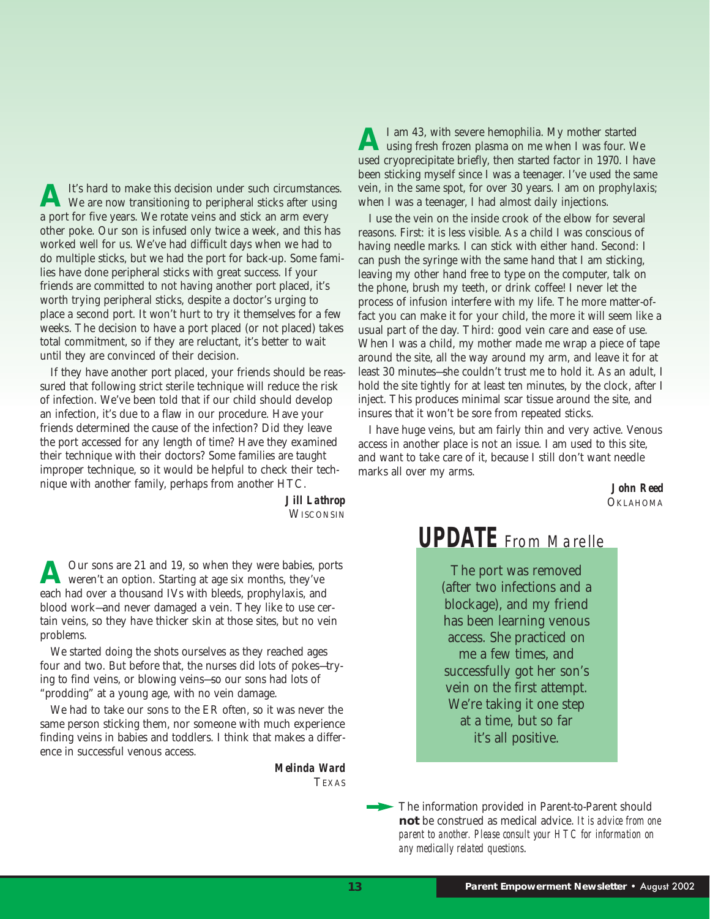**A** It's hard to make this decision under such circumstances. We are now transitioning to peripheral sticks after using a port for five years. We rotate veins and stick an arm every other poke. Our son is infused only twice a week, and this has worked well for us. We've had difficult days when we had to do multiple sticks, but we had the port for back-up. Some families have done peripheral sticks with great success. If your friends are committed to not having another port placed, it's worth trying peripheral sticks, despite a doctor's urging to place a second port. It won't hurt to try it themselves for a few weeks. The decision to have a port placed (or not placed) takes total commitment, so if they are reluctant, it's better to wait until they are convinced of their decision.

If they have another port placed, your friends should be reassured that following strict sterile technique will reduce the risk of infection. We've been told that if our child should develop an infection, it's due to a flaw in our procedure. Have your friends determined the cause of the infection? Did they leave the port accessed for any length of time? Have they examined their technique with their doctors? Some families are taught improper technique, so it would be helpful to check their technique with another family, perhaps from another HTC.

**Jill Lathrop**
WISCONSIN

**A** Our sons are 21 and 19, so when they were babies, ports weren't an option. Starting at age six months, they've each had over a thousand IVs with bleeds, prophylaxis, and blood work—and never damaged a vein. They like to use certain veins, so they have thicker skin at those sites, but no vein problems.

We started doing the shots ourselves as they reached ages four and two. But before that, the nurses did lots of pokes—trying to find veins, or blowing veins—so our sons had lots of "prodding" at a young age, with no vein damage.

We had to take our sons to the ER often, so it was never the same person sticking them, nor someone with much experience finding veins in babies and toddlers. I think that makes a difference in successful venous access.

**Melinda Ward**
TEXAS

**A** I am 43, with severe hemophilia. My mother started using fresh frozen plasma on me when I was four. We used cryoprecipitate briefly, then started factor in 1970. I have been sticking myself since I was a teenager. I've used the same vein, in the same spot, for over 30 years. I am on prophylaxis; when I was a teenager, I had almost daily injections.

I use the vein on the inside crook of the elbow for several reasons. First: it is less visible. As a child I was conscious of having needle marks. I can stick with either hand. Second: I can push the syringe with the same hand that I am sticking, leaving my other hand free to type on the computer, talk on the phone, brush my teeth, or drink coffee! I never let the process of infusion interfere with my life. The more matter-of-fact you can make it for your child, the more it will seem like a usual part of the day. Third: good vein care and ease of use. When I was a child, my mother made me wrap a piece of tape around the site, all the way around my arm, and leave it for at least 30 minutes—she couldn't trust me to hold it. As an adult, I hold the site tightly for at least ten minutes, by the clock, after I inject. This produces minimal scar tissue around the site, and insures that it won't be sore from repeated sticks.

I have huge veins, but am fairly thin and very active. Venous access in another place is not an issue. I am used to this site, and want to take care of it, because I still don't want needle marks all over my arms.

**John Reed**
OKLAHOMA

## UPDATE From Marelle

The port was removed (after two infections and a blockage), and my friend has been learning venous access. She practiced on me a few times, and successfully got her son's vein on the first attempt. We're taking it one step at a time, but so far it's all positive.

The information provided in Parent-to-Parent should **not** be construed as medical advice. *It is advice from one parent to another. Please consult your HTC for information on any medically related questions*.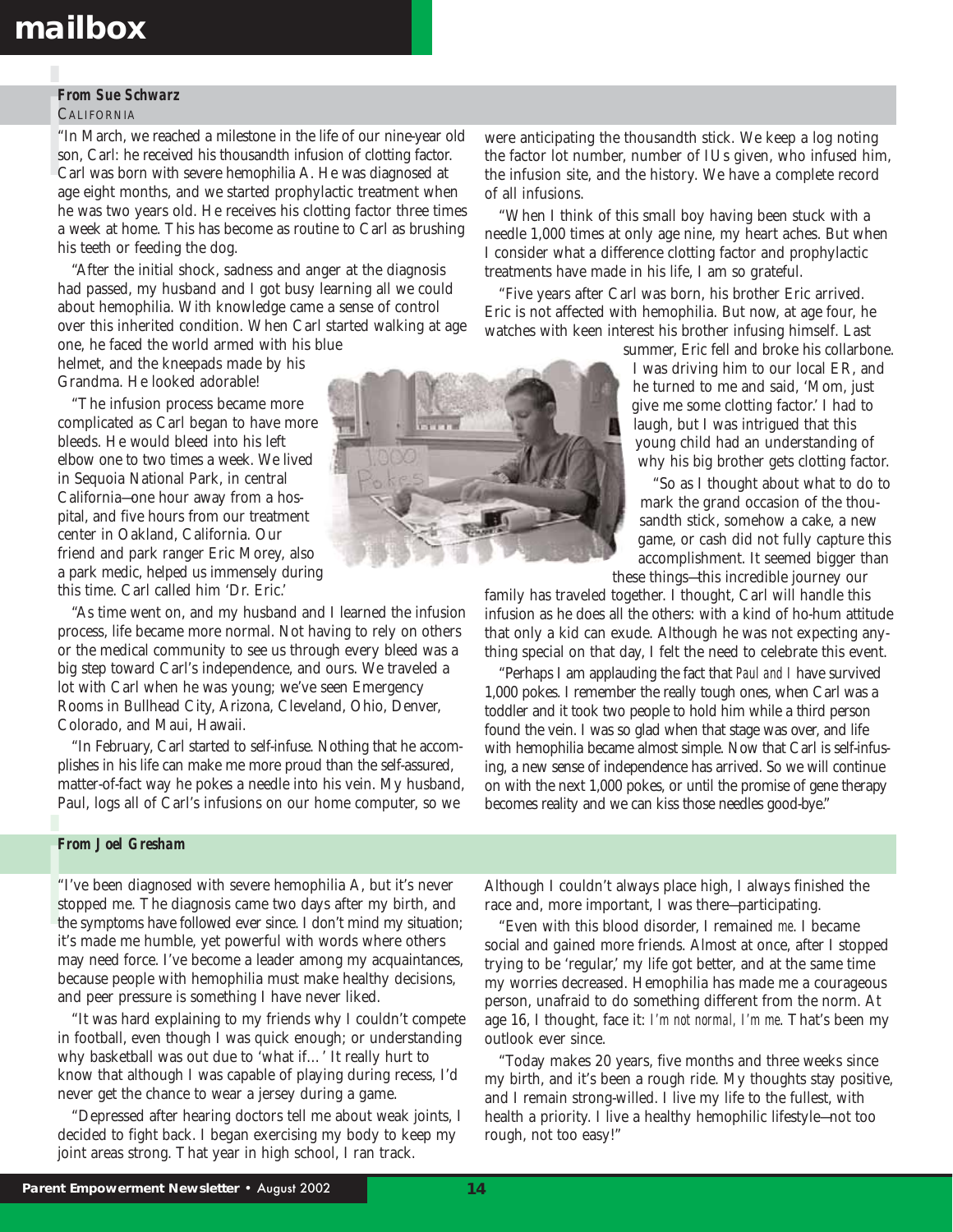# mailbox

**From Sue Schwarz**
CALIFORNIA

"In March, we reached a milestone in the life of our nine-year old son, Carl: he received his thousandth infusion of clotting factor. Carl was born with severe hemophilia A. He was diagnosed at age eight months, and we started prophylactic treatment when he was two years old. He receives his clotting factor three times a week at home. This has become as routine to Carl as brushing his teeth or feeding the dog.

"After the initial shock, sadness and anger at the diagnosis had passed, my husband and I got busy learning all we could about hemophilia. With knowledge came a sense of control over this inherited condition. When Carl started walking at age one, he faced the world armed with his blue helmet, and the kneepads made by his Grandma. He looked adorable!

"The infusion process became more complicated as Carl began to have more bleeds. He would bleed into his left elbow one to two times a week. We lived in Sequoia National Park, in central California—one hour away from a hospital, and five hours from our treatment center in Oakland, California. Our friend and park ranger Eric Morey, also a park medic, helped us immensely during this time. Carl called him 'Dr. Eric.'

"As time went on, and my husband and I learned the infusion process, life became more normal. Not having to rely on others or the medical community to see us through every bleed was a big step toward Carl's independence, and ours. We traveled a lot with Carl when he was young; we've seen Emergency Rooms in Bullhead City, Arizona, Cleveland, Ohio, Denver, Colorado, and Maui, Hawaii.

"In February, Carl started to self-infuse. Nothing that he accomplishes in his life can make me more proud than the self-assured, matter-of-fact way he pokes a needle into his vein. My husband, Paul, logs all of Carl's infusions on our home computer, so we were anticipating the thousandth stick. We keep a log noting the factor lot number, number of IUs given, who infused him, the infusion site, and the history. We have a complete record of all infusions.

"When I think of this small boy having been stuck with a needle 1,000 times at only age nine, my heart aches. But when I consider what a difference clotting factor and prophylactic treatments have made in his life, I am so grateful.

"Five years after Carl was born, his brother Eric arrived. Eric is not affected with hemophilia. But now, at age four, he watches with keen interest his brother infusing himself. Last summer, Eric fell and broke his collarbone. I was driving him to our local ER, and he turned to me and said, 'Mom, just give me some clotting factor.' I had to laugh, but I was intrigued that this young child had an understanding of why his big brother gets clotting factor.

"So as I thought about what to do to mark the grand occasion of the thousandth stick, somehow a cake, a new game, or cash did not fully capture this accomplishment. It seemed bigger than these things—this incredible journey our family has traveled together. I thought, Carl will handle this infusion as he does all the others: with a kind of ho-hum attitude that only a kid can exude. Although he was not expecting anything special on that day, I felt the need to celebrate this event.

"Perhaps I am applauding the fact that *Paul and I* have survived 1,000 pokes. I remember the really tough ones, when Carl was a toddler and it took two people to hold him while a third person found the vein. I was so glad when that stage was over, and life with hemophilia became almost simple. Now that Carl is self-infusing, a new sense of independence has arrived. So we will continue on with the next 1,000 pokes, or until the promise of gene therapy becomes reality and we can kiss those needles good-bye."

**From Joel Gresham**

"I've been diagnosed with severe hemophilia A, but it's never stopped me. The diagnosis came two days after my birth, and the symptoms have followed ever since. I don't mind my situation; it's made me humble, yet powerful with words where others may need force. I've become a leader among my acquaintances, because people with hemophilia must make healthy decisions, and peer pressure is something I have never liked.

"It was hard explaining to my friends why I couldn't compete in football, even though I was quick enough; or understanding why basketball was out due to 'what if…' It really hurt to know that although I was capable of playing during recess, I'd never get the chance to wear a jersey during a game.

"Depressed after hearing doctors tell me about weak joints, I decided to fight back. I began exercising my body to keep my joint areas strong. That year in high school, I ran track. Although I couldn't always place high, I always finished the race and, more important, I was there—participating.

"Even with this blood disorder, I remained *me*. I became social and gained more friends. Almost at once, after I stopped trying to be 'regular,' my life got better, and at the same time my worries decreased. Hemophilia has made me a courageous person, unafraid to do something different from the norm. At age 16, I thought, face it: *I'm not normal, I'm me*. That's been my outlook ever since.

"Today makes 20 years, five months and three weeks since my birth, and it's been a rough ride. My thoughts stay positive, and I remain strong-willed. I live my life to the fullest, with health a priority. I live a healthy hemophilic lifestyle—not too rough, not too easy!"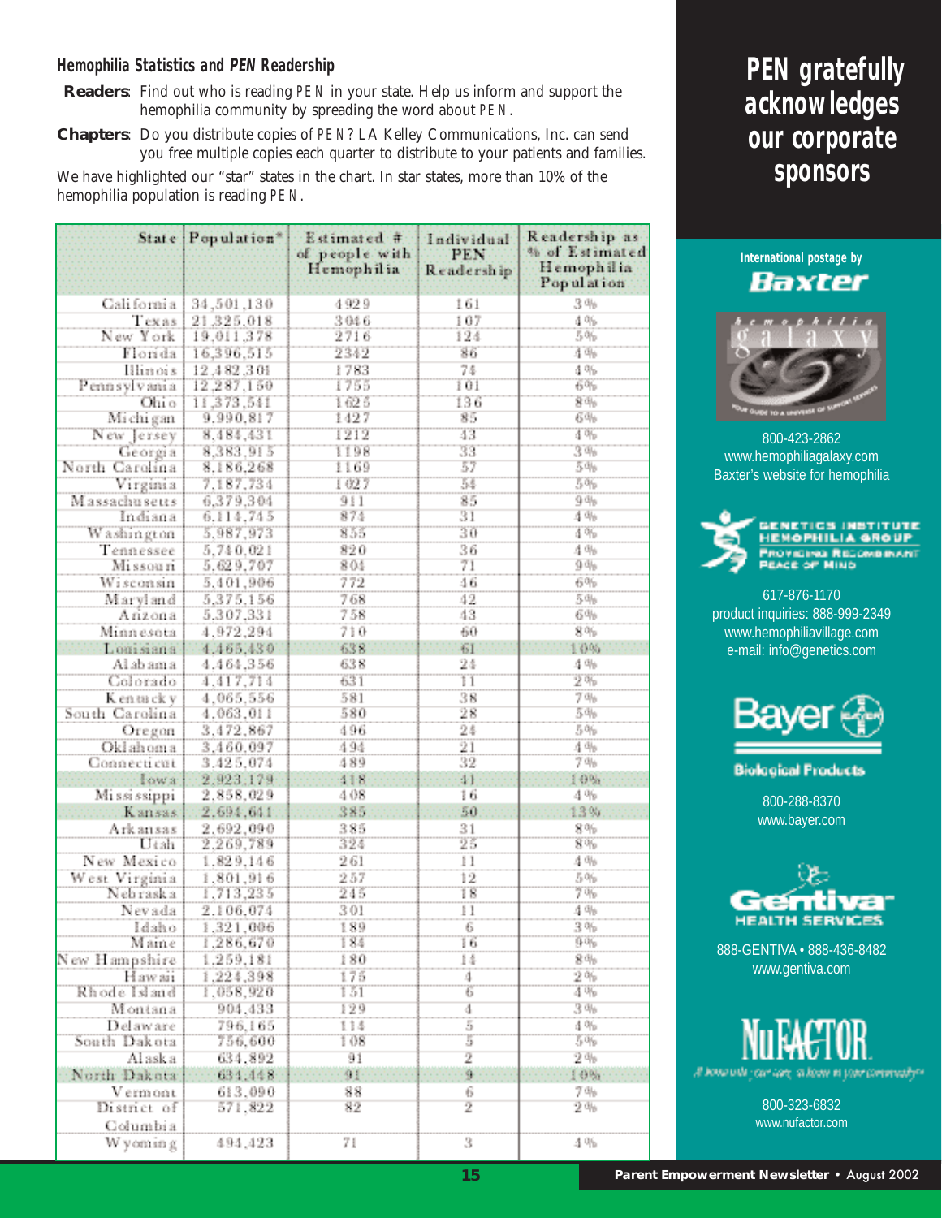## Hemophilia Statistics and *PEN* Readership

**Readers**: Find out who is reading *PEN* in your state. Help us inform and support the hemophilia community by spreading the word about *PEN*.

**Chapters**: Do you distribute copies of *PEN*? LA Kelley Communications, Inc. can send you free multiple copies each quarter to distribute to your patients and families.

We have highlighted our "star" states in the chart. In star states, more than 10% of the hemophilia population is reading *PEN*.

| State | Population* | Estimated # of people with Hemophilia | Individual PEN Readership | Readership as % of Estimated Hemophilia Population |
|---|---|---|---|---|
| California | 34,501,130 | 4929 | 161 | 3% |
| Texas | 21,325,018 | 3046 | 107 | 4% |
| New York | 19,011,378 | 2716 | 124 | 5% |
| Florida | 16,396,515 | 2342 | 86 | 4% |
| Illinois | 12,482,301 | 1783 | 74 | 4% |
| Pennsylvania | 12,287,150 | 1755 | 101 | 6% |
| Ohio | 11,373,541 | 1625 | 136 | 8% |
| Michigan | 9,990,817 | 1427 | 85 | 6% |
| New Jersey | 8,484,431 | 1212 | 43 | 4% |
| Georgia | 8,383,915 | 1198 | 33 | 3% |
| North Carolina | 8,186,268 | 1169 | 57 | 5% |
| Virginia | 7,187,734 | 1027 | 54 | 5% |
| Massachusetts | 6,379,304 | 911 | 85 | 9% |
| Indiana | 6,114,745 | 874 | 31 | 4% |
| Washington | 5,987,973 | 855 | 30 | 4% |
| Tennessee | 5,740,021 | 820 | 36 | 4% |
| Missouri | 5,629,707 | 804 | 71 | 9% |
| Wisconsin | 5,401,906 | 772 | 46 | 6% |
| Maryland | 5,375,156 | 768 | 42 | 5% |
| Arizona | 5,307,331 | 758 | 43 | 6% |
| Minnesota | 4,972,294 | 710 | 60 | 8% |
| Louisiana | 4,465,430 | 638 | 61 | 10% |
| Alabama | 4,464,356 | 638 | 24 | 4% |
| Colorado | 4,417,714 | 631 | 11 | 2% |
| Kentucky | 4,065,556 | 581 | 38 | 7% |
| South Carolina | 4,063,011 | 580 | 28 | 5% |
| Oregon | 3,472,867 | 496 | 24 | 5% |
| Oklahoma | 3,460,097 | 494 | 21 | 4% |
| Connecticut | 3,425,074 | 489 | 32 | 7% |
| Iowa | 2,923,179 | 418 | 41 | 10% |
| Mississippi | 2,858,029 | 408 | 16 | 4% |
| Kansas | 2,694,641 | 385 | 50 | 13% |
| Arkansas | 2,692,090 | 385 | 31 | 8% |
| Utah | 2,269,789 | 324 | 25 | 8% |
| New Mexico | 1,829,146 | 261 | 11 | 4% |
| West Virginia | 1,801,916 | 257 | 12 | 5% |
| Nebraska | 1,713,235 | 245 | 18 | 7% |
| Nevada | 2,106,074 | 301 | 11 | 4% |
| Idaho | 1,321,006 | 189 | 6 | 3% |
| Maine | 1,286,670 | 184 | 16 | 9% |
| New Hampshire | 1,259,181 | 180 | 14 | 8% |
| Hawaii | 1,224,398 | 175 | 4 | 2% |
| Rhode Island | 1,058,920 | 151 | 6 | 4% |
| Montana | 904,433 | 129 | 4 | 3% |
| Delaware | 796,165 | 114 | 5 | 4% |
| South Dakota | 756,600 | 108 | 5 | 5% |
| Alaska | 634,892 | 91 | 2 | 2% |
| North Dakota | 634,448 | 91 | 9 | 10% |
| Vermont | 613,090 | 88 | 6 | 7% |
| District of Columbia | 571,822 | 82 | 2 | 2% |
| Wyoming | 494,423 | 71 | 3 | 4% |

## PEN gratefully acknowledges our corporate sponsors

International postage by Baxter

hemophilia galaxy

YOUR GUIDE TO A UNIVERSE OF SUPPORT SERVICES

800-423-2862
www.hemophiliagalaxy.com
Baxter's website for hemophilia

GENETICS INSTITUTE HEMOPHILIA GROUP
PROVIDING RECOMBINANT PEACE OF MIND

617-876-1170
product inquiries: 888-999-2349
www.hemophiliavillage.com
e-mail: info@genetics.com

Bayer

Biological Products

800-288-8370
www.bayer.com

Gentiva HEALTH SERVICES

888-GENTIVA • 888-436-8482
www.gentiva.com

NuFACTOR

800-323-6832
www.nufactor.com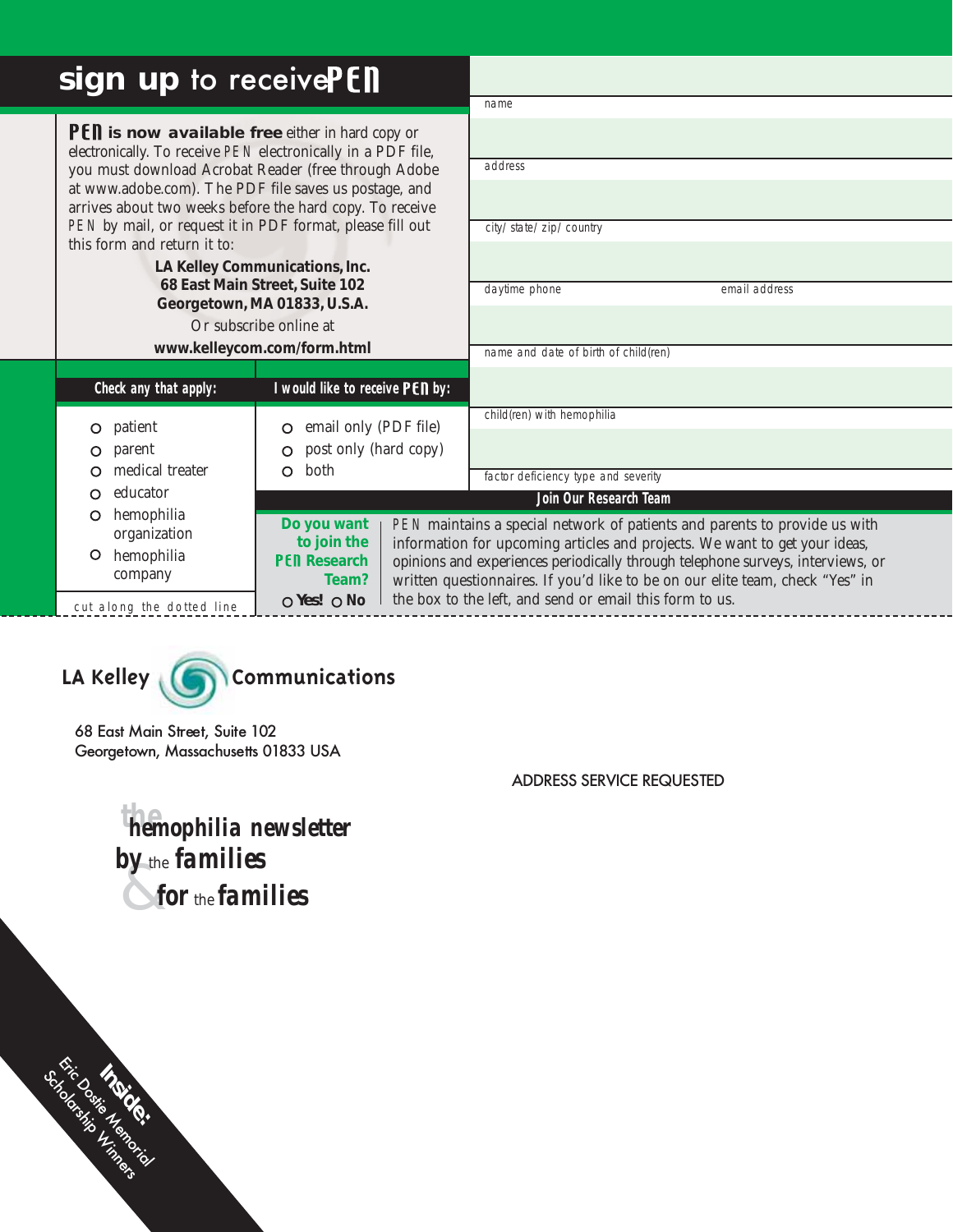## sign up to receive PEN

**PEN is now available free** either in hard copy or electronically. To receive PEN electronically in a PDF file, you must download Acrobat Reader (free through Adobe at www.adobe.com). The PDF file saves us postage, and arrives about two weeks before the hard copy. To receive PEN by mail, or request it in PDF format, please fill out this form and return it to:

**LA Kelley Communications, Inc.**
**68 East Main Street, Suite 102**
**Georgetown, MA 01833, U.S.A.**
Or subscribe online at
**www.kelleycom.com/form.html**

name

address

city/ state/ zip/ country

daytime phone

email address

name and date of birth of child(ren)

child(ren) with hemophilia

factor deficiency type and severity

**Check any that apply:**

- patient
- parent
- medical treater
- educator
- hemophilia organization
- hemophilia company

**I would like to receive PEN by:**

- email only (PDF file)
- post only (hard copy)
- both

**Join Our Research Team**

**Do you want to join the PEN Research Team?**

○ **Yes!** ○ **No**

PEN maintains a special network of patients and parents to provide us with information for upcoming articles and projects. We want to get your ideas, opinions and experiences periodically through telephone surveys, interviews, or written questionnaires. If you'd like to be on our elite team, check "Yes" in the box to the left, and send or email this form to us.

cut along the dotted line

**LA Kelley Communications**

68 East Main Street, Suite 102
Georgetown, Massachusetts 01833 USA

ADDRESS SERVICE REQUESTED

**the hemophilia newsletter by the families & for the families**

**Inside:** Eric Dostie Memorial Scholarship Winners